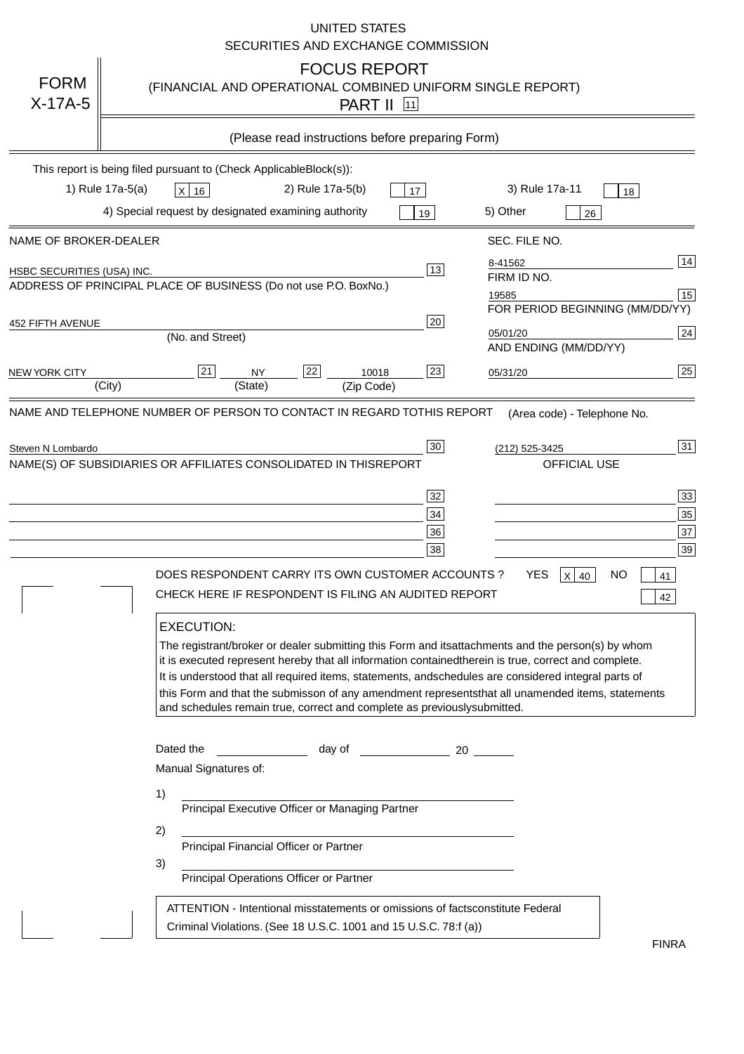UNITED STATES
SECURITIES AND EXCHANGE COMMISSION

# FORM X-17A-5

## FOCUS REPORT

(FINANCIAL AND OPERATIONAL COMBINED UNIFORM SINGLE REPORT)

PART II [11]

(Please read instructions before preparing Form)

This report is being filed pursuant to (Check Applicable Block(s)):

1) Rule 17a-5(a) [X] [16]    2) Rule 17a-5(b) [ ] [17]    3) Rule 17a-11 [ ] [18]

4) Special request by designated examining authority [ ] [19]    5) Other [ ] [26]

| NAME OF BROKER-DEALER | | SEC. FILE NO. | |
|---|---|---|---|
| HSBC SECURITIES (USA) INC. | 13 | 8-41562 | 14 |
| ADDRESS OF PRINCIPAL PLACE OF BUSINESS (Do not use P.O. Box No.) | | FIRM ID NO. | |
| | | 19585 | 15 |
| 452 FIFTH AVENUE | 20 | FOR PERIOD BEGINNING (MM/DD/YY) | |
| (No. and Street) | | 05/01/20 | 24 |
| | | AND ENDING (MM/DD/YY) | |
| NEW YORK CITY [21] NY [22] 10018 | 23 | 05/31/20 | 25 |
| (City) (State) (Zip Code) | | | |

| NAME AND TELEPHONE NUMBER OF PERSON TO CONTACT IN REGARD TO THIS REPORT | | (Area code) - Telephone No. | |
|---|---|---|---|
| Steven N Lombardo | 30 | (212) 525-3425 | 31 |
| NAME(S) OF SUBSIDIARIES OR AFFILIATES CONSOLIDATED IN THIS REPORT | | OFFICIAL USE | |
| | 32 | | 33 |
| | 34 | | 35 |
| | 36 | | 37 |
| | 38 | | 39 |

DOES RESPONDENT CARRY ITS OWN CUSTOMER ACCOUNTS ? YES [X] [40] NO [ ] [41]

CHECK HERE IF RESPONDENT IS FILING AN AUDITED REPORT [ ] [42]

**EXECUTION:**

The registrant/broker or dealer submitting this Form and its attachments and the person(s) by whom it is executed represent hereby that all information contained therein is true, correct and complete. It is understood that all required items, statements, and schedules are considered integral parts of this Form and that the submisson of any amendment represents that all unamended items, statements and schedules remain true, correct and complete as previously submitted.

Dated the ______________ day of ______________ 20 ______

Manual Signatures of:

1) ________________________________
Principal Executive Officer or Managing Partner

2) ________________________________
Principal Financial Officer or Partner

3) ________________________________
Principal Operations Officer or Partner

ATTENTION - Intentional misstatements or omissions of facts constitute Federal Criminal Violations. (See 18 U.S.C. 1001 and 15 U.S.C. 78:f (a))

FINRA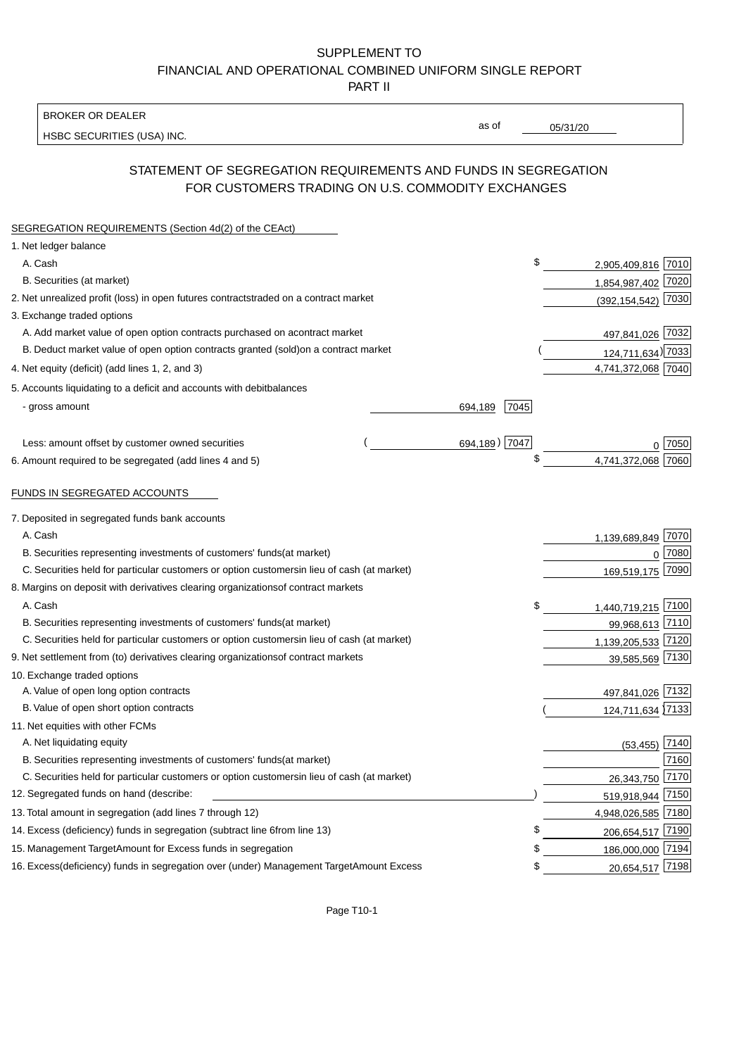SUPPLEMENT TO
FINANCIAL AND OPERATIONAL COMBINED UNIFORM SINGLE REPORT
PART II

BROKER OR DEALER
HSBC SECURITIES (USA) INC.

as of 05/31/20

## STATEMENT OF SEGREGATION REQUIREMENTS AND FUNDS IN SEGREGATION FOR CUSTOMERS TRADING ON U.S. COMMODITY EXCHANGES

SEGREGATION REQUIREMENTS (Section 4d(2) of the CEAct)

| | | | | |
|---|---|---|---|---|
| 1. Net ledger balance | | | | |
| A. Cash | | | $ 2,905,409,816 | 7010 |
| B. Securities (at market) | | | 1,854,987,402 | 7020 |
| 2. Net unrealized profit (loss) in open futures contracts traded on a contract market | | | (392,154,542) | 7030 |
| 3. Exchange traded options | | | | |
| A. Add market value of open option contracts purchased on a contract market | | | 497,841,026 | 7032 |
| B. Deduct market value of open option contracts granted (sold) on a contract market | | | (124,711,634) | 7033 |
| 4. Net equity (deficit) (add lines 1, 2, and 3) | | | 4,741,372,068 | 7040 |
| 5. Accounts liquidating to a deficit and accounts with debit balances | | | | |
| - gross amount | 694,189 | 7045 | | |
| Less: amount offset by customer owned securities | (694,189) | 7047 | 0 | 7050 |
| 6. Amount required to be segregated (add lines 4 and 5) | | | $ 4,741,372,068 | 7060 |

FUNDS IN SEGREGATED ACCOUNTS

| | | |
|---|---|---|
| 7. Deposited in segregated funds bank accounts | | |
| A. Cash | 1,139,689,849 | 7070 |
| B. Securities representing investments of customers' funds (at market) | 0 | 7080 |
| C. Securities held for particular customers or option customers in lieu of cash (at market) | 169,519,175 | 7090 |
| 8. Margins on deposit with derivatives clearing organizations of contract markets | | |
| A. Cash | $ 1,440,719,215 | 7100 |
| B. Securities representing investments of customers' funds (at market) | 99,968,613 | 7110 |
| C. Securities held for particular customers or option customers in lieu of cash (at market) | 1,139,205,533 | 7120 |
| 9. Net settlement from (to) derivatives clearing organizations of contract markets | 39,585,569 | 7130 |
| 10. Exchange traded options | | |
| A. Value of open long option contracts | 497,841,026 | 7132 |
| B. Value of open short option contracts | (124,711,634) | 7133 |
| 11. Net equities with other FCMs | | |
| A. Net liquidating equity | (53,455) | 7140 |
| B. Securities representing investments of customers' funds (at market) | | 7160 |
| C. Securities held for particular customers or option customers in lieu of cash (at market) | 26,343,750 | 7170 |
| 12. Segregated funds on hand (describe: ) | 519,918,944 | 7150 |
| 13. Total amount in segregation (add lines 7 through 12) | 4,948,026,585 | 7180 |
| 14. Excess (deficiency) funds in segregation (subtract line 6 from line 13) | $ 206,654,517 | 7190 |
| 15. Management Target Amount for Excess funds in segregation | $ 186,000,000 | 7194 |
| 16. Excess (deficiency) funds in segregation over (under) Management Target Amount Excess | $ 20,654,517 | 7198 |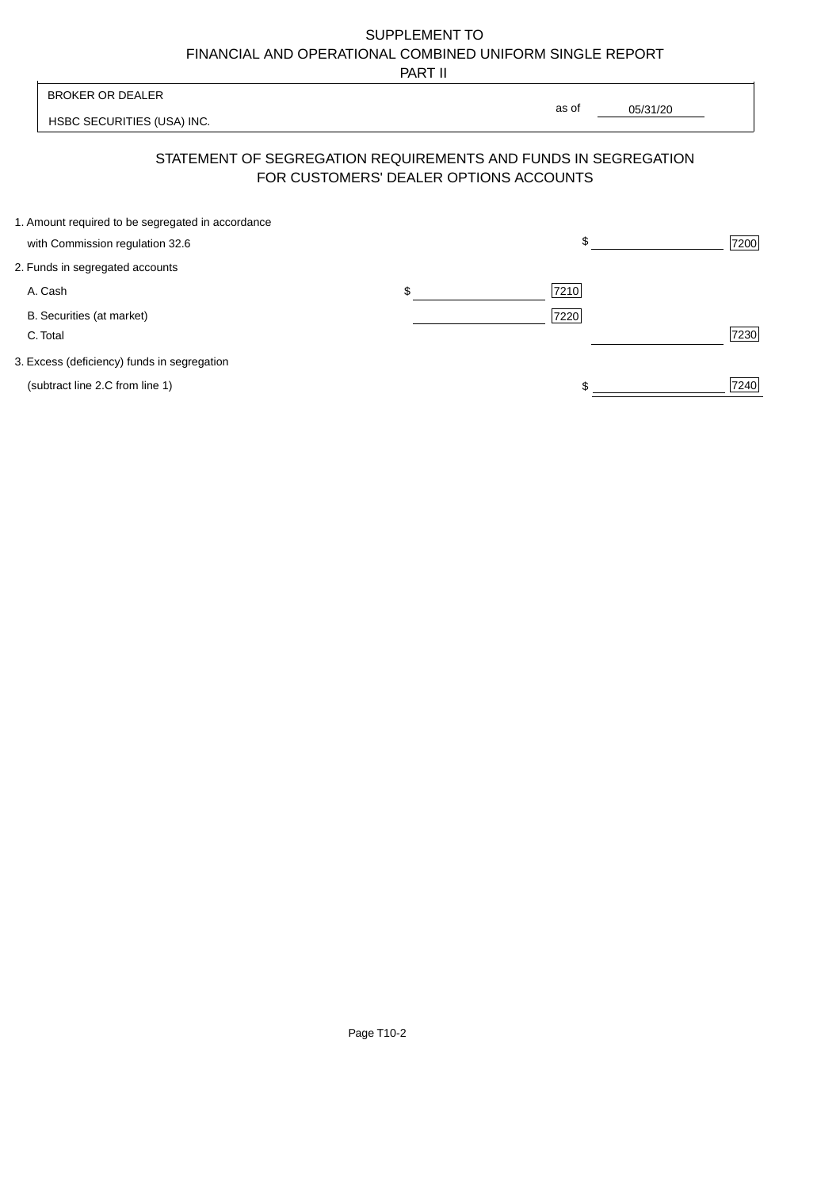SUPPLEMENT TO
FINANCIAL AND OPERATIONAL COMBINED UNIFORM SINGLE REPORT
PART II

| BROKER OR DEALER | |
|---|---|
| HSBC SECURITIES (USA) INC. | as of 05/31/20 |

## STATEMENT OF SEGREGATION REQUIREMENTS AND FUNDS IN SEGREGATION FOR CUSTOMERS' DEALER OPTIONS ACCOUNTS

| | | | | |
|---|---|---|---|---|
| 1. Amount required to be segregated in accordance with Commission regulation 32.6 | | | $ | 7200 |
| 2. Funds in segregated accounts | | | | |
| A. Cash | $ | 7210 | | |
| B. Securities (at market) | | 7220 | | |
| C. Total | | | | 7230 |
| 3. Excess (deficiency) funds in segregation (subtract line 2.C from line 1) | | | $ | 7240 |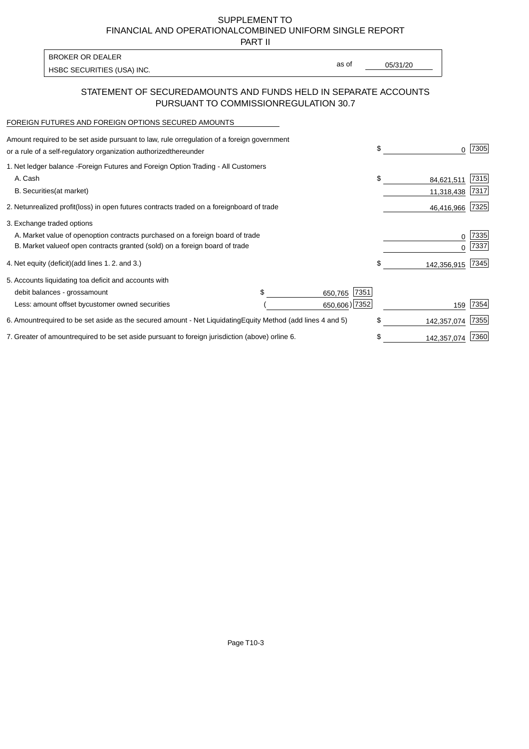SUPPLEMENT TO
FINANCIAL AND OPERATIONAL COMBINED UNIFORM SINGLE REPORT
PART II

BROKER OR DEALER
HSBC SECURITIES (USA) INC.

as of 05/31/20

## STATEMENT OF SECURED AMOUNTS AND FUNDS HELD IN SEPARATE ACCOUNTS PURSUANT TO COMMISSION REGULATION 30.7

FOREIGN FUTURES AND FOREIGN OPTIONS SECURED AMOUNTS

| Description | | | Amount | Code |
|---|---|---|---|---|
| Amount required to be set aside pursuant to law, rule or regulation of a foreign government or a rule of a self-regulatory organization authorized thereunder | | | $ 0 | 7305 |
| 1. Net ledger balance - Foreign Futures and Foreign Option Trading - All Customers | | | | |
| A. Cash | | | $ 84,621,511 | 7315 |
| B. Securities (at market) | | | 11,318,438 | 7317 |
| 2. Net unrealized profit (loss) in open futures contracts traded on a foreign board of trade | | | 46,416,966 | 7325 |
| 3. Exchange traded options | | | | |
| A. Market value of open option contracts purchased on a foreign board of trade | | | 0 | 7335 |
| B. Market value of open contracts granted (sold) on a foreign board of trade | | | 0 | 7337 |
| 4. Net equity (deficit) (add lines 1. 2. and 3.) | | | $ 142,356,915 | 7345 |
| 5. Accounts liquidating to a deficit and accounts with | | | | |
| debit balances - gross amount | $ 650,765 | 7351 | | |
| Less: amount offset by customer owned securities | ( 650,606) | 7352 | 159 | 7354 |
| 6. Amount required to be set aside as the secured amount - Net Liquidating Equity Method (add lines 4 and 5) | | | $ 142,357,074 | 7355 |
| 7. Greater of amount required to be set aside pursuant to foreign jurisdiction (above) or line 6. | | | $ 142,357,074 | 7360 |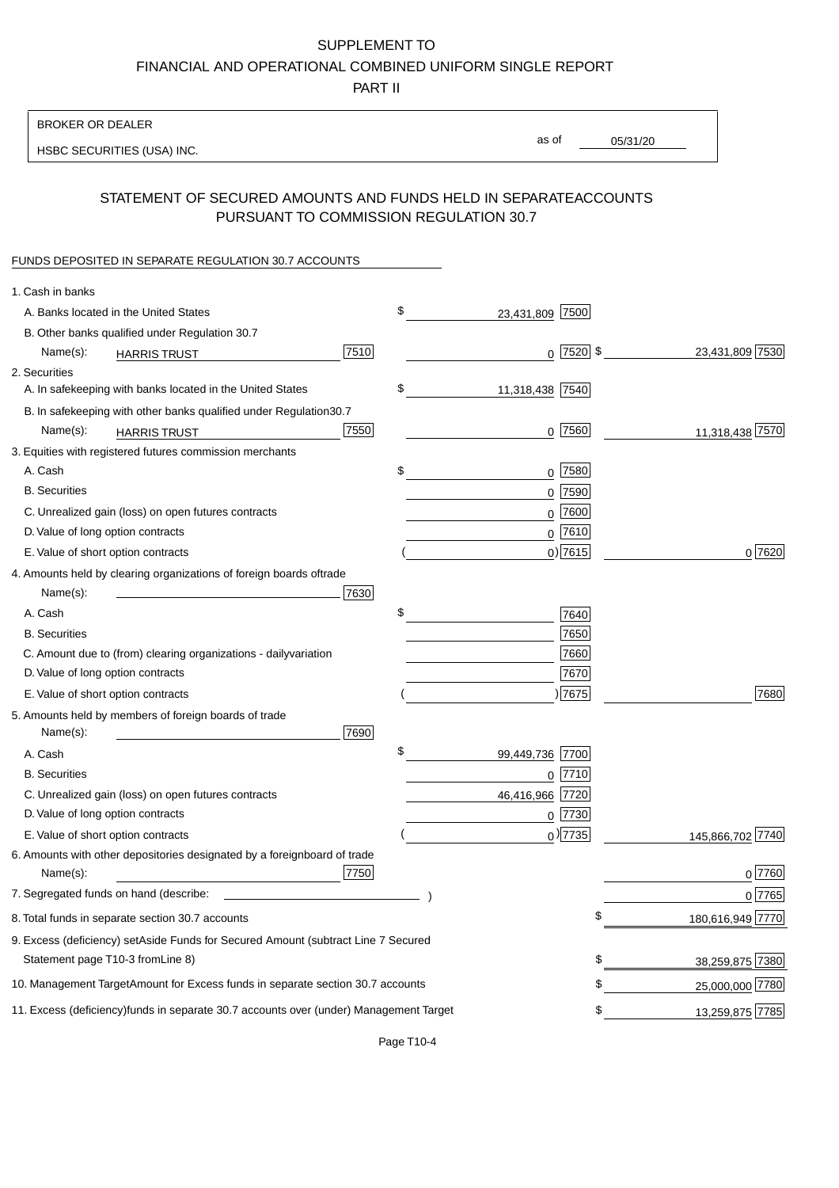SUPPLEMENT TO

FINANCIAL AND OPERATIONAL COMBINED UNIFORM SINGLE REPORT

PART II

BROKER OR DEALER

HSBC SECURITIES (USA) INC.

as of 05/31/20

## STATEMENT OF SECURED AMOUNTS AND FUNDS HELD IN SEPARATEACCOUNTS PURSUANT TO COMMISSION REGULATION 30.7

FUNDS DEPOSITED IN SEPARATE REGULATION 30.7 ACCOUNTS

| | | | |
|---|---|---|---|
| 1. Cash in banks | | | |
| A. Banks located in the United States | | $ 23,431,809 [7500] | |
| B. Other banks qualified under Regulation 30.7 | | | |
| Name(s): HARRIS TRUST | [7510] | 0 [7520] | $ 23,431,809 [7530] |
| 2. Securities | | | |
| A. In safekeeping with banks located in the United States | | $ 11,318,438 [7540] | |
| B. In safekeeping with other banks qualified under Regulation30.7 | | | |
| Name(s): HARRIS TRUST | [7550] | 0 [7560] | 11,318,438 [7570] |
| 3. Equities with registered futures commission merchants | | | |
| A. Cash | | $ 0 [7580] | |
| B. Securities | | 0 [7590] | |
| C. Unrealized gain (loss) on open futures contracts | | 0 [7600] | |
| D. Value of long option contracts | | 0 [7610] | |
| E. Value of short option contracts | | ( 0) [7615] | 0 [7620] |
| 4. Amounts held by clearing organizations of foreign boards oftrade | | | |
| Name(s): | [7630] | | |
| A. Cash | | $ [7640] | |
| B. Securities | | [7650] | |
| C. Amount due to (from) clearing organizations - dailyvariation | | [7660] | |
| D. Value of long option contracts | | [7670] | |
| E. Value of short option contracts | | ( ) [7675] | [7680] |
| 5. Amounts held by members of foreign boards of trade | | | |
| Name(s): | [7690] | | |
| A. Cash | | $ 99,449,736 [7700] | |
| B. Securities | | 0 [7710] | |
| C. Unrealized gain (loss) on open futures contracts | | 46,416,966 [7720] | |
| D. Value of long option contracts | | 0 [7730] | |
| E. Value of short option contracts | | ( 0) [7735] | 145,866,702 [7740] |
| 6. Amounts with other depositories designated by a foreignboard of trade | | | |
| Name(s): | [7750] | | 0 [7760] |
| 7. Segregated funds on hand (describe: ) | | | 0 [7765] |
| 8. Total funds in separate section 30.7 accounts | | | $ 180,616,949 [7770] |
| 9. Excess (deficiency) setAside Funds for Secured Amount (subtract Line 7 Secured Statement page T10-3 fromLine 8) | | | $ 38,259,875 [7380] |
| 10. Management TargetAmount for Excess funds in separate section 30.7 accounts | | | $ 25,000,000 [7780] |
| 11. Excess (deficiency)funds in separate 30.7 accounts over (under) Management Target | | | $ 13,259,875 [7785] |

Page T10-4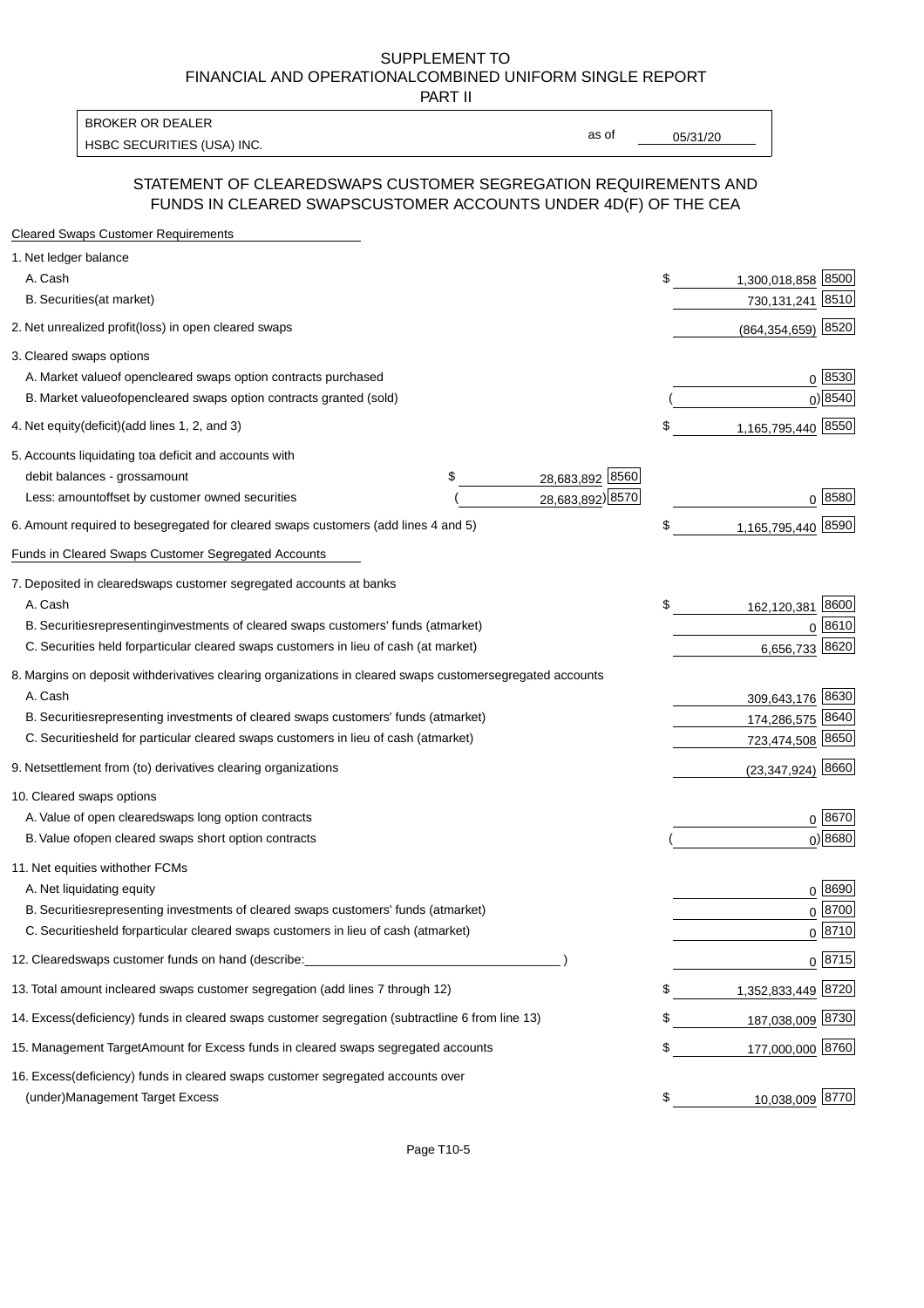SUPPLEMENT TO
FINANCIAL AND OPERATIONALCOMBINED UNIFORM SINGLE REPORT
PART II

| BROKER OR DEALER | | |
|---|---|---|
| HSBC SECURITIES (USA) INC. | as of | 05/31/20 |

## STATEMENT OF CLEAREDSWAPS CUSTOMER SEGREGATION REQUIREMENTS AND FUNDS IN CLEARED SWAPSCUSTOMER ACCOUNTS UNDER 4D(F) OF THE CEA

| | | | |
|---|---|---|---|
| **Cleared Swaps Customer Requirements** | | | |
| 1. Net ledger balance | | | |
| A. Cash | | $ 1,300,018,858 | 8500 |
| B. Securities(at market) | | 730,131,241 | 8510 |
| 2. Net unrealized profit(loss) in open cleared swaps | | (864,354,659) | 8520 |
| 3. Cleared swaps options | | | |
| A. Market valueof opencleared swaps option contracts purchased | | 0 | 8530 |
| B. Market valueofopencleared swaps option contracts granted (sold) | | ( 0) | 8540 |
| 4. Net equity(deficit)(add lines 1, 2, and 3) | | $ 1,165,795,440 | 8550 |
| 5. Accounts liquidating toa deficit and accounts with | | | |
| debit balances - grossamount | $ 28,683,892 8560 | | |
| Less: amountoffset by customer owned securities | ( 28,683,892) 8570 | 0 | 8580 |
| 6. Amount required to besegregated for cleared swaps customers (add lines 4 and 5) | | $ 1,165,795,440 | 8590 |
| **Funds in Cleared Swaps Customer Segregated Accounts** | | | |
| 7. Deposited in clearedswaps customer segregated accounts at banks | | | |
| A. Cash | | $ 162,120,381 | 8600 |
| B. Securitiesrepresentinginvestments of cleared swaps customers' funds (atmarket) | | 0 | 8610 |
| C. Securities held forparticular cleared swaps customers in lieu of cash (at market) | | 6,656,733 | 8620 |
| 8. Margins on deposit withderivatives clearing organizations in cleared swaps customersegregated accounts | | | |
| A. Cash | | 309,643,176 | 8630 |
| B. Securitiesrepresenting investments of cleared swaps customers' funds (atmarket) | | 174,286,575 | 8640 |
| C. Securitiesheld for particular cleared swaps customers in lieu of cash (atmarket) | | 723,474,508 | 8650 |
| 9. Netsettlement from (to) derivatives clearing organizations | | (23,347,924) | 8660 |
| 10. Cleared swaps options | | | |
| A. Value of open clearedswaps long option contracts | | 0 | 8670 |
| B. Value ofopen cleared swaps short option contracts | | ( 0) | 8680 |
| 11. Net equities withother FCMs | | | |
| A. Net liquidating equity | | 0 | 8690 |
| B. Securitiesrepresenting investments of cleared swaps customers' funds (atmarket) | | 0 | 8700 |
| C. Securitiesheld forparticular cleared swaps customers in lieu of cash (atmarket) | | 0 | 8710 |
| 12. Clearedswaps customer funds on hand (describe:______________________) | | 0 | 8715 |
| 13. Total amount incleared swaps customer segregation (add lines 7 through 12) | | $ 1,352,833,449 | 8720 |
| 14. Excess(deficiency) funds in cleared swaps customer segregation (subtractline 6 from line 13) | | $ 187,038,009 | 8730 |
| 15. Management TargetAmount for Excess funds in cleared swaps segregated accounts | | $ 177,000,000 | 8760 |
| 16. Excess(deficiency) funds in cleared swaps customer segregated accounts over (under)Management Target Excess | | $ 10,038,009 | 8770 |

Page T10-5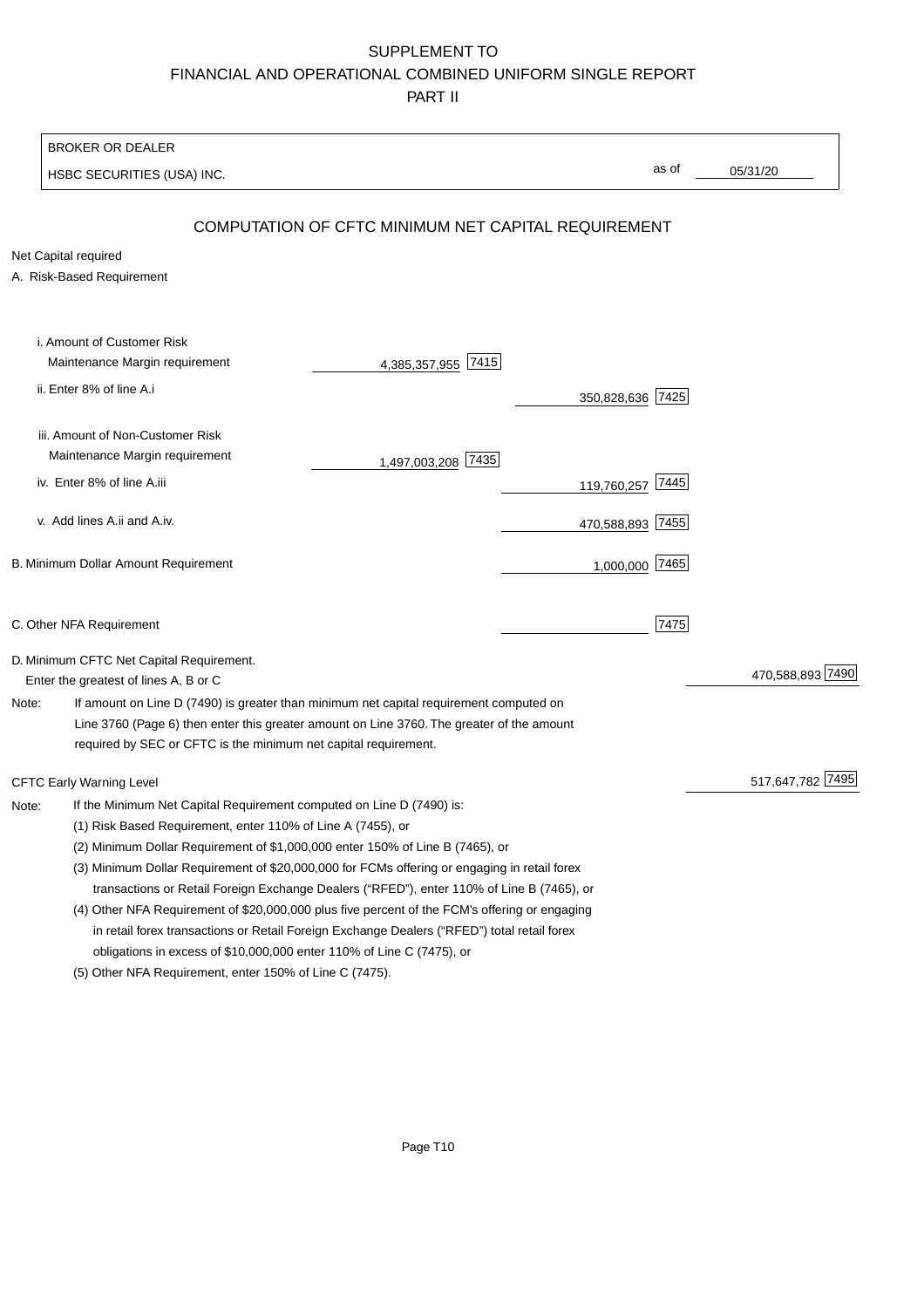# SUPPLEMENT TO
# FINANCIAL AND OPERATIONAL COMBINED UNIFORM SINGLE REPORT
# PART II

| | | |
|---|---|---|
| BROKER OR DEALER | | |
| HSBC SECURITIES (USA) INC. | as of | 05/31/20 |

## COMPUTATION OF CFTC MINIMUM NET CAPITAL REQUIREMENT

Net Capital required

A. Risk-Based Requirement

| | | | |
|---|---|---|---|
| i. Amount of Customer Risk Maintenance Margin requirement | 4,385,357,955 [7415] | | |
| ii. Enter 8% of line A.i | | 350,828,636 [7425] | |
| iii. Amount of Non-Customer Risk Maintenance Margin requirement | 1,497,003,208 [7435] | | |
| iv. Enter 8% of line A.iii | | 119,760,257 [7445] | |
| v. Add lines A.ii and A.iv. | | 470,588,893 [7455] | |
| B. Minimum Dollar Amount Requirement | | 1,000,000 [7465] | |
| C. Other NFA Requirement | | [7475] | |
| D. Minimum CFTC Net Capital Requirement. Enter the greatest of lines A, B or C | | | 470,588,893 [7490] |

Note: If amount on Line D (7490) is greater than minimum net capital requirement computed on Line 3760 (Page 6) then enter this greater amount on Line 3760. The greater of the amount required by SEC or CFTC is the minimum net capital requirement.

| | |
|---|---|
| CFTC Early Warning Level | 517,647,782 [7495] |

Note: If the Minimum Net Capital Requirement computed on Line D (7490) is:

(1) Risk Based Requirement, enter 110% of Line A (7455), or

(2) Minimum Dollar Requirement of $1,000,000 enter 150% of Line B (7465), or

(3) Minimum Dollar Requirement of $20,000,000 for FCMs offering or engaging in retail forex transactions or Retail Foreign Exchange Dealers ("RFED"), enter 110% of Line B (7465), or

(4) Other NFA Requirement of $20,000,000 plus five percent of the FCM's offering or engaging in retail forex transactions or Retail Foreign Exchange Dealers ("RFED") total retail forex obligations in excess of $10,000,000 enter 110% of Line C (7475), or

(5) Other NFA Requirement, enter 150% of Line C (7475).